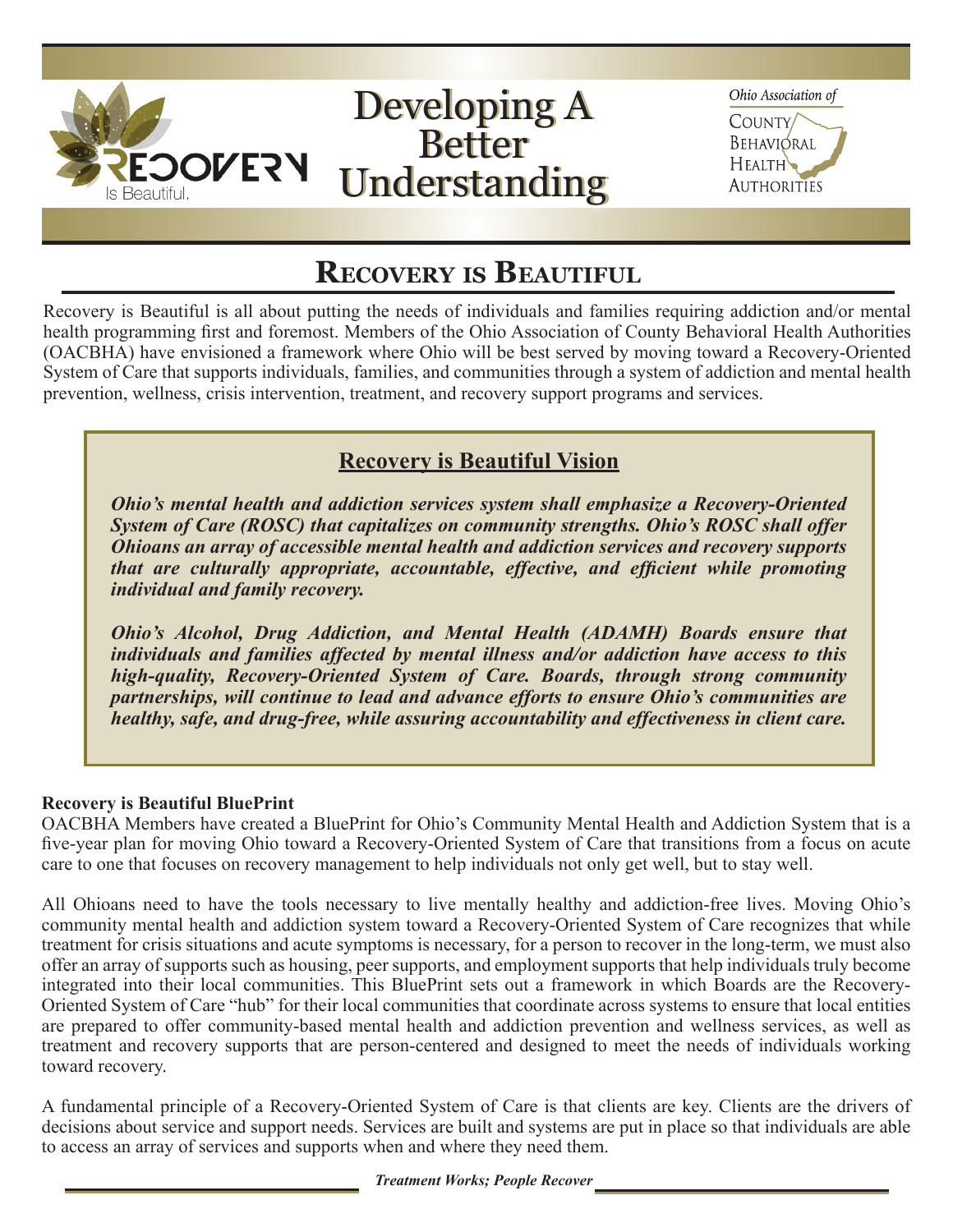# Developing A Better Understanding

Ohio Association of County Behavioral Health Authorities

## Recovery is Beautiful

Recovery is Beautiful is all about putting the needs of individuals and families requiring addiction and/or mental health programming first and foremost. Members of the Ohio Association of County Behavioral Health Authorities (OACBHA) have envisioned a framework where Ohio will be best served by moving toward a Recovery-Oriented System of Care that supports individuals, families, and communities through a system of addiction and mental health prevention, wellness, crisis intervention, treatment, and recovery support programs and services.

### Recovery is Beautiful Vision

***Ohio's mental health and addiction services system shall emphasize a Recovery-Oriented System of Care (ROSC) that capitalizes on community strengths. Ohio's ROSC shall offer Ohioans an array of accessible mental health and addiction services and recovery supports that are culturally appropriate, accountable, effective, and efficient while promoting individual and family recovery.***

***Ohio's Alcohol, Drug Addiction, and Mental Health (ADAMH) Boards ensure that individuals and families affected by mental illness and/or addiction have access to this high-quality, Recovery-Oriented System of Care. Boards, through strong community partnerships, will continue to lead and advance efforts to ensure Ohio's communities are healthy, safe, and drug-free, while assuring accountability and effectiveness in client care.***

**Recovery is Beautiful BluePrint**

OACBHA Members have created a BluePrint for Ohio's Community Mental Health and Addiction System that is a five-year plan for moving Ohio toward a Recovery-Oriented System of Care that transitions from a focus on acute care to one that focuses on recovery management to help individuals not only get well, but to stay well.

All Ohioans need to have the tools necessary to live mentally healthy and addiction-free lives. Moving Ohio's community mental health and addiction system toward a Recovery-Oriented System of Care recognizes that while treatment for crisis situations and acute symptoms is necessary, for a person to recover in the long-term, we must also offer an array of supports such as housing, peer supports, and employment supports that help individuals truly become integrated into their local communities. This BluePrint sets out a framework in which Boards are the Recovery-Oriented System of Care "hub" for their local communities that coordinate across systems to ensure that local entities are prepared to offer community-based mental health and addiction prevention and wellness services, as well as treatment and recovery supports that are person-centered and designed to meet the needs of individuals working toward recovery.

A fundamental principle of a Recovery-Oriented System of Care is that clients are key. Clients are the drivers of decisions about service and support needs. Services are built and systems are put in place so that individuals are able to access an array of services and supports when and where they need them.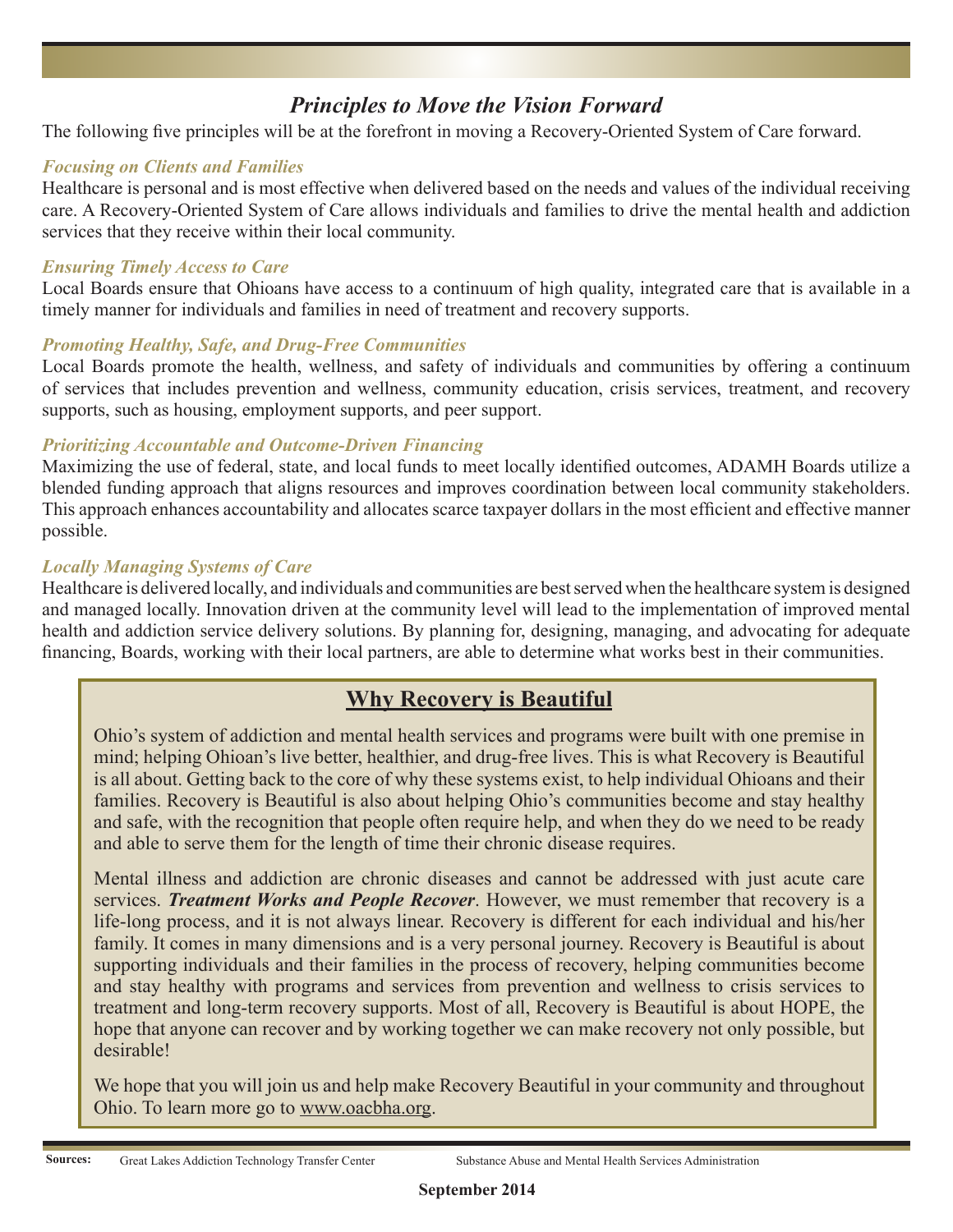## *Principles to Move the Vision Forward*

The following five principles will be at the forefront in moving a Recovery-Oriented System of Care forward.

### *Focusing on Clients and Families*

Healthcare is personal and is most effective when delivered based on the needs and values of the individual receiving care. A Recovery-Oriented System of Care allows individuals and families to drive the mental health and addiction services that they receive within their local community.

### *Ensuring Timely Access to Care*

Local Boards ensure that Ohioans have access to a continuum of high quality, integrated care that is available in a timely manner for individuals and families in need of treatment and recovery supports.

### *Promoting Healthy, Safe, and Drug-Free Communities*

Local Boards promote the health, wellness, and safety of individuals and communities by offering a continuum of services that includes prevention and wellness, community education, crisis services, treatment, and recovery supports, such as housing, employment supports, and peer support.

### *Prioritizing Accountable and Outcome-Driven Financing*

Maximizing the use of federal, state, and local funds to meet locally identified outcomes, ADAMH Boards utilize a blended funding approach that aligns resources and improves coordination between local community stakeholders. This approach enhances accountability and allocates scarce taxpayer dollars in the most efficient and effective manner possible.

### *Locally Managing Systems of Care*

Healthcare is delivered locally, and individuals and communities are best served when the healthcare system is designed and managed locally. Innovation driven at the community level will lead to the implementation of improved mental health and addiction service delivery solutions. By planning for, designing, managing, and advocating for adequate financing, Boards, working with their local partners, are able to determine what works best in their communities.

## Why Recovery is Beautiful

Ohio's system of addiction and mental health services and programs were built with one premise in mind; helping Ohioan's live better, healthier, and drug-free lives. This is what Recovery is Beautiful is all about. Getting back to the core of why these systems exist, to help individual Ohioans and their families. Recovery is Beautiful is also about helping Ohio's communities become and stay healthy and safe, with the recognition that people often require help, and when they do we need to be ready and able to serve them for the length of time their chronic disease requires.

Mental illness and addiction are chronic diseases and cannot be addressed with just acute care services. ***Treatment Works and People Recover***. However, we must remember that recovery is a life-long process, and it is not always linear. Recovery is different for each individual and his/her family. It comes in many dimensions and is a very personal journey. Recovery is Beautiful is about supporting individuals and their families in the process of recovery, helping communities become and stay healthy with programs and services from prevention and wellness to crisis services to treatment and long-term recovery supports. Most of all, Recovery is Beautiful is about HOPE, the hope that anyone can recover and by working together we can make recovery not only possible, but desirable!

We hope that you will join us and help make Recovery Beautiful in your community and throughout Ohio. To learn more go to www.oacbha.org.

**Sources:** Great Lakes Addiction Technology Transfer Center    Substance Abuse and Mental Health Services Administration

**September 2014**